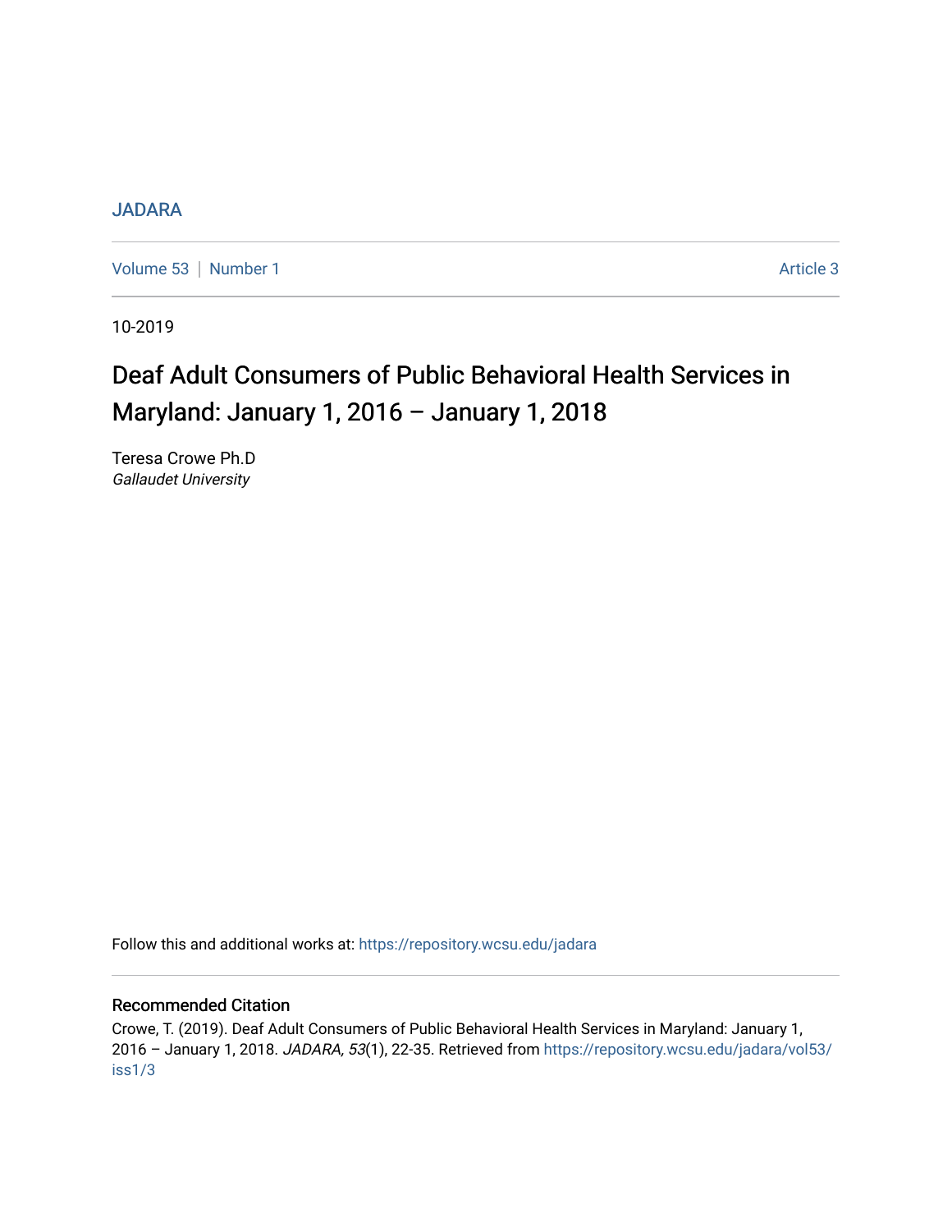JADARA

Volume 53 | Number 1 Article 3

10-2019

# Deaf Adult Consumers of Public Behavioral Health Services in Maryland: January 1, 2016 – January 1, 2018

Teresa Crowe Ph.D
*Gallaudet University*

Follow this and additional works at: https://repository.wcsu.edu/jadara

## Recommended Citation

Crowe, T. (2019). Deaf Adult Consumers of Public Behavioral Health Services in Maryland: January 1, 2016 – January 1, 2018. *JADARA, 53*(1), 22-35. Retrieved from https://repository.wcsu.edu/jadara/vol53/iss1/3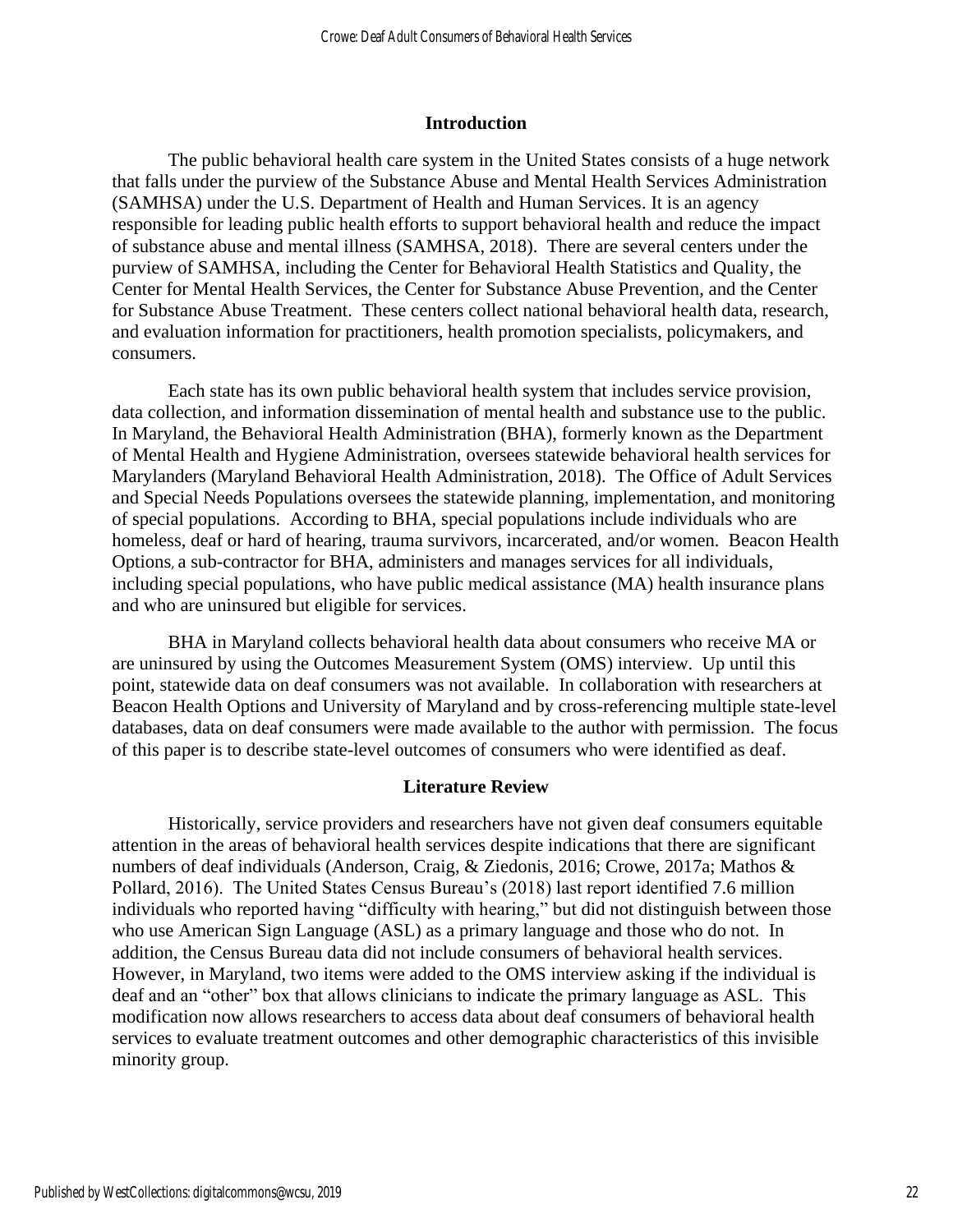## Introduction

The public behavioral health care system in the United States consists of a huge network that falls under the purview of the Substance Abuse and Mental Health Services Administration (SAMHSA) under the U.S. Department of Health and Human Services. It is an agency responsible for leading public health efforts to support behavioral health and reduce the impact of substance abuse and mental illness (SAMHSA, 2018). There are several centers under the purview of SAMHSA, including the Center for Behavioral Health Statistics and Quality, the Center for Mental Health Services, the Center for Substance Abuse Prevention, and the Center for Substance Abuse Treatment. These centers collect national behavioral health data, research, and evaluation information for practitioners, health promotion specialists, policymakers, and consumers.

Each state has its own public behavioral health system that includes service provision, data collection, and information dissemination of mental health and substance use to the public. In Maryland, the Behavioral Health Administration (BHA), formerly known as the Department of Mental Health and Hygiene Administration, oversees statewide behavioral health services for Marylanders (Maryland Behavioral Health Administration, 2018). The Office of Adult Services and Special Needs Populations oversees the statewide planning, implementation, and monitoring of special populations. According to BHA, special populations include individuals who are homeless, deaf or hard of hearing, trauma survivors, incarcerated, and/or women. Beacon Health Options, a sub-contractor for BHA, administers and manages services for all individuals, including special populations, who have public medical assistance (MA) health insurance plans and who are uninsured but eligible for services.

BHA in Maryland collects behavioral health data about consumers who receive MA or are uninsured by using the Outcomes Measurement System (OMS) interview. Up until this point, statewide data on deaf consumers was not available. In collaboration with researchers at Beacon Health Options and University of Maryland and by cross-referencing multiple state-level databases, data on deaf consumers were made available to the author with permission. The focus of this paper is to describe state-level outcomes of consumers who were identified as deaf.

## Literature Review

Historically, service providers and researchers have not given deaf consumers equitable attention in the areas of behavioral health services despite indications that there are significant numbers of deaf individuals (Anderson, Craig, & Ziedonis, 2016; Crowe, 2017a; Mathos & Pollard, 2016). The United States Census Bureau's (2018) last report identified 7.6 million individuals who reported having "difficulty with hearing," but did not distinguish between those who use American Sign Language (ASL) as a primary language and those who do not. In addition, the Census Bureau data did not include consumers of behavioral health services. However, in Maryland, two items were added to the OMS interview asking if the individual is deaf and an "other" box that allows clinicians to indicate the primary language as ASL. This modification now allows researchers to access data about deaf consumers of behavioral health services to evaluate treatment outcomes and other demographic characteristics of this invisible minority group.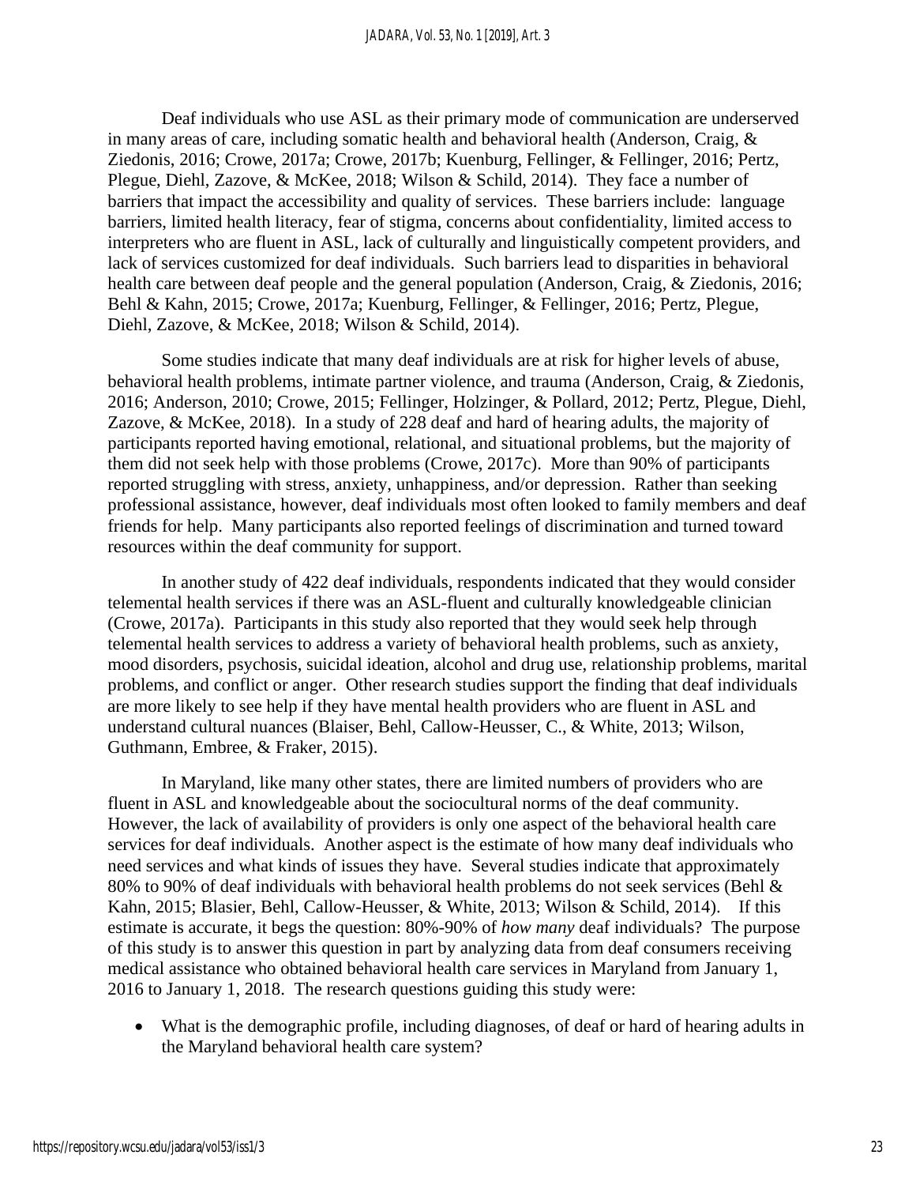Deaf individuals who use ASL as their primary mode of communication are underserved in many areas of care, including somatic health and behavioral health (Anderson, Craig, & Ziedonis, 2016; Crowe, 2017a; Crowe, 2017b; Kuenburg, Fellinger, & Fellinger, 2016; Pertz, Plegue, Diehl, Zazove, & McKee, 2018; Wilson & Schild, 2014). They face a number of barriers that impact the accessibility and quality of services. These barriers include: language barriers, limited health literacy, fear of stigma, concerns about confidentiality, limited access to interpreters who are fluent in ASL, lack of culturally and linguistically competent providers, and lack of services customized for deaf individuals. Such barriers lead to disparities in behavioral health care between deaf people and the general population (Anderson, Craig, & Ziedonis, 2016; Behl & Kahn, 2015; Crowe, 2017a; Kuenburg, Fellinger, & Fellinger, 2016; Pertz, Plegue, Diehl, Zazove, & McKee, 2018; Wilson & Schild, 2014).

Some studies indicate that many deaf individuals are at risk for higher levels of abuse, behavioral health problems, intimate partner violence, and trauma (Anderson, Craig, & Ziedonis, 2016; Anderson, 2010; Crowe, 2015; Fellinger, Holzinger, & Pollard, 2012; Pertz, Plegue, Diehl, Zazove, & McKee, 2018). In a study of 228 deaf and hard of hearing adults, the majority of participants reported having emotional, relational, and situational problems, but the majority of them did not seek help with those problems (Crowe, 2017c). More than 90% of participants reported struggling with stress, anxiety, unhappiness, and/or depression. Rather than seeking professional assistance, however, deaf individuals most often looked to family members and deaf friends for help. Many participants also reported feelings of discrimination and turned toward resources within the deaf community for support.

In another study of 422 deaf individuals, respondents indicated that they would consider telemental health services if there was an ASL-fluent and culturally knowledgeable clinician (Crowe, 2017a). Participants in this study also reported that they would seek help through telemental health services to address a variety of behavioral health problems, such as anxiety, mood disorders, psychosis, suicidal ideation, alcohol and drug use, relationship problems, marital problems, and conflict or anger. Other research studies support the finding that deaf individuals are more likely to see help if they have mental health providers who are fluent in ASL and understand cultural nuances (Blaiser, Behl, Callow-Heusser, C., & White, 2013; Wilson, Guthmann, Embree, & Fraker, 2015).

In Maryland, like many other states, there are limited numbers of providers who are fluent in ASL and knowledgeable about the sociocultural norms of the deaf community. However, the lack of availability of providers is only one aspect of the behavioral health care services for deaf individuals. Another aspect is the estimate of how many deaf individuals who need services and what kinds of issues they have. Several studies indicate that approximately 80% to 90% of deaf individuals with behavioral health problems do not seek services (Behl & Kahn, 2015; Blasier, Behl, Callow-Heusser, & White, 2013; Wilson & Schild, 2014). If this estimate is accurate, it begs the question: 80%-90% of *how many* deaf individuals? The purpose of this study is to answer this question in part by analyzing data from deaf consumers receiving medical assistance who obtained behavioral health care services in Maryland from January 1, 2016 to January 1, 2018. The research questions guiding this study were:

- What is the demographic profile, including diagnoses, of deaf or hard of hearing adults in the Maryland behavioral health care system?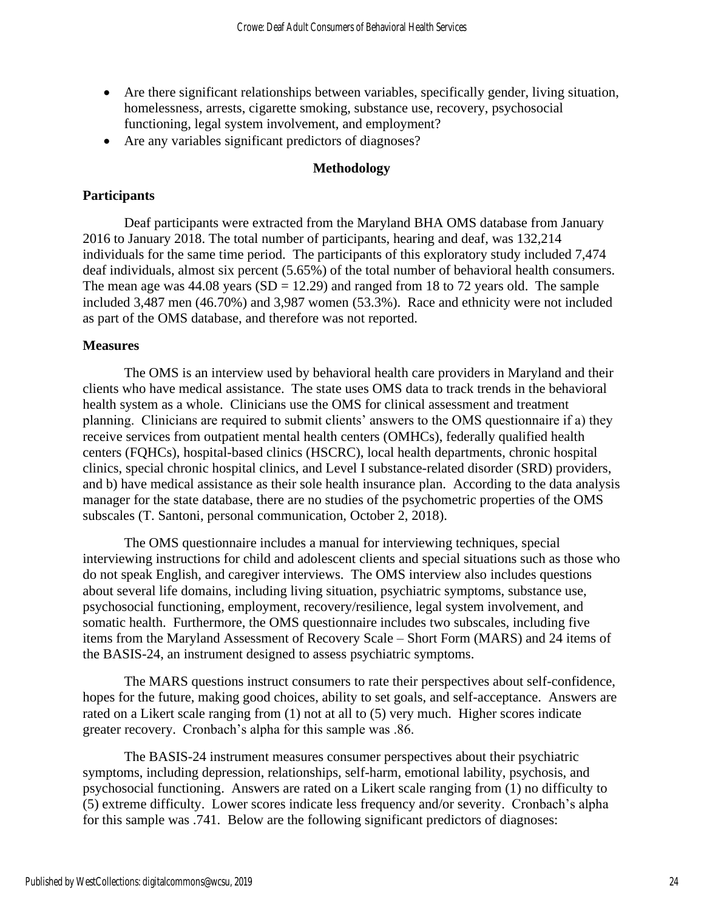- Are there significant relationships between variables, specifically gender, living situation, homelessness, arrests, cigarette smoking, substance use, recovery, psychosocial functioning, legal system involvement, and employment?
- Are any variables significant predictors of diagnoses?

## Methodology

### Participants

Deaf participants were extracted from the Maryland BHA OMS database from January 2016 to January 2018. The total number of participants, hearing and deaf, was 132,214 individuals for the same time period. The participants of this exploratory study included 7,474 deaf individuals, almost six percent (5.65%) of the total number of behavioral health consumers. The mean age was 44.08 years (SD = 12.29) and ranged from 18 to 72 years old. The sample included 3,487 men (46.70%) and 3,987 women (53.3%). Race and ethnicity were not included as part of the OMS database, and therefore was not reported.

### Measures

The OMS is an interview used by behavioral health care providers in Maryland and their clients who have medical assistance. The state uses OMS data to track trends in the behavioral health system as a whole. Clinicians use the OMS for clinical assessment and treatment planning. Clinicians are required to submit clients' answers to the OMS questionnaire if a) they receive services from outpatient mental health centers (OMHCs), federally qualified health centers (FQHCs), hospital-based clinics (HSCRC), local health departments, chronic hospital clinics, special chronic hospital clinics, and Level I substance-related disorder (SRD) providers, and b) have medical assistance as their sole health insurance plan. According to the data analysis manager for the state database, there are no studies of the psychometric properties of the OMS subscales (T. Santoni, personal communication, October 2, 2018).

The OMS questionnaire includes a manual for interviewing techniques, special interviewing instructions for child and adolescent clients and special situations such as those who do not speak English, and caregiver interviews. The OMS interview also includes questions about several life domains, including living situation, psychiatric symptoms, substance use, psychosocial functioning, employment, recovery/resilience, legal system involvement, and somatic health. Furthermore, the OMS questionnaire includes two subscales, including five items from the Maryland Assessment of Recovery Scale – Short Form (MARS) and 24 items of the BASIS-24, an instrument designed to assess psychiatric symptoms.

The MARS questions instruct consumers to rate their perspectives about self-confidence, hopes for the future, making good choices, ability to set goals, and self-acceptance. Answers are rated on a Likert scale ranging from (1) not at all to (5) very much. Higher scores indicate greater recovery. Cronbach's alpha for this sample was .86.

The BASIS-24 instrument measures consumer perspectives about their psychiatric symptoms, including depression, relationships, self-harm, emotional lability, psychosis, and psychosocial functioning. Answers are rated on a Likert scale ranging from (1) no difficulty to (5) extreme difficulty. Lower scores indicate less frequency and/or severity. Cronbach's alpha for this sample was .741. Below are the following significant predictors of diagnoses: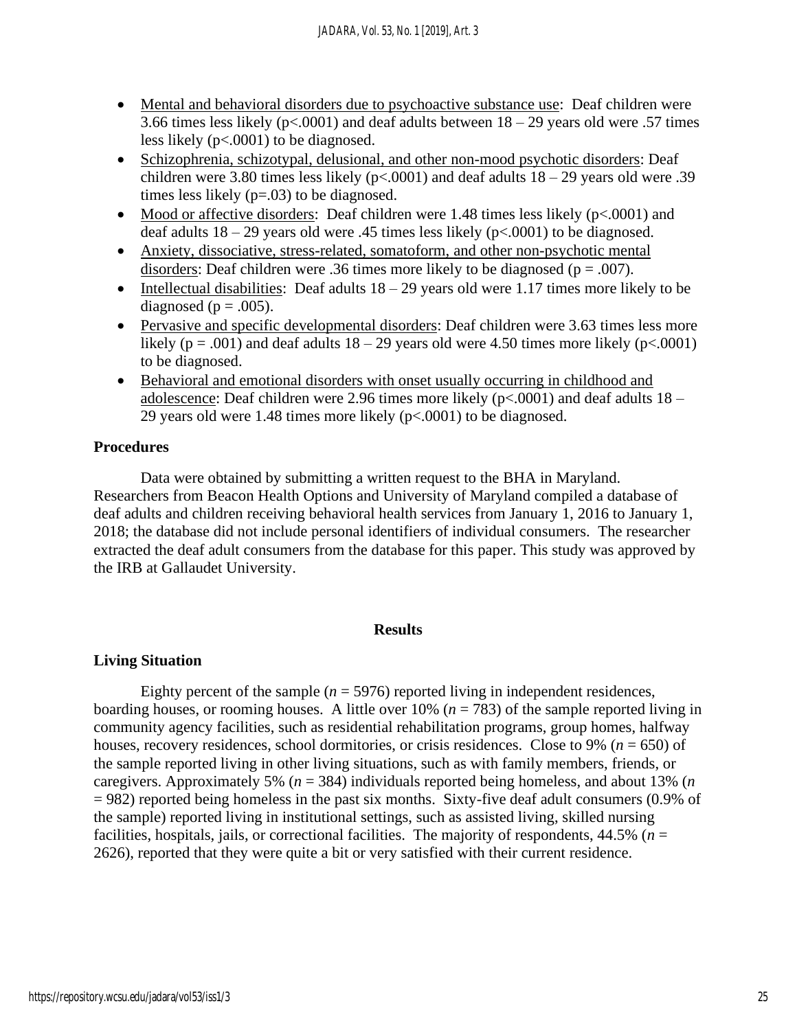- Mental and behavioral disorders due to psychoactive substance use: Deaf children were 3.66 times less likely ($p<.0001$) and deaf adults between 18 – 29 years old were .57 times less likely ($p<.0001$) to be diagnosed.
- Schizophrenia, schizotypal, delusional, and other non-mood psychotic disorders: Deaf children were 3.80 times less likely ($p<.0001$) and deaf adults 18 – 29 years old were .39 times less likely ($p=.03$) to be diagnosed.
- Mood or affective disorders: Deaf children were 1.48 times less likely ($p<.0001$) and deaf adults 18 – 29 years old were .45 times less likely ($p<.0001$) to be diagnosed.
- Anxiety, dissociative, stress-related, somatoform, and other non-psychotic mental disorders: Deaf children were .36 times more likely to be diagnosed ($p = .007$).
- Intellectual disabilities: Deaf adults 18 – 29 years old were 1.17 times more likely to be diagnosed ($p = .005$).
- Pervasive and specific developmental disorders: Deaf children were 3.63 times less more likely ($p = .001$) and deaf adults 18 – 29 years old were 4.50 times more likely ($p<.0001$) to be diagnosed.
- Behavioral and emotional disorders with onset usually occurring in childhood and adolescence: Deaf children were 2.96 times more likely ($p<.0001$) and deaf adults 18 – 29 years old were 1.48 times more likely ($p<.0001$) to be diagnosed.

### Procedures

Data were obtained by submitting a written request to the BHA in Maryland. Researchers from Beacon Health Options and University of Maryland compiled a database of deaf adults and children receiving behavioral health services from January 1, 2016 to January 1, 2018; the database did not include personal identifiers of individual consumers. The researcher extracted the deaf adult consumers from the database for this paper. This study was approved by the IRB at Gallaudet University.

## Results

### Living Situation

Eighty percent of the sample ($n$ = 5976) reported living in independent residences, boarding houses, or rooming houses. A little over 10% ($n$ = 783) of the sample reported living in community agency facilities, such as residential rehabilitation programs, group homes, halfway houses, recovery residences, school dormitories, or crisis residences. Close to 9% ($n$ = 650) of the sample reported living in other living situations, such as with family members, friends, or caregivers. Approximately 5% ($n$ = 384) individuals reported being homeless, and about 13% ($n$ = 982) reported being homeless in the past six months. Sixty-five deaf adult consumers (0.9% of the sample) reported living in institutional settings, such as assisted living, skilled nursing facilities, hospitals, jails, or correctional facilities. The majority of respondents, 44.5% ($n$ = 2626), reported that they were quite a bit or very satisfied with their current residence.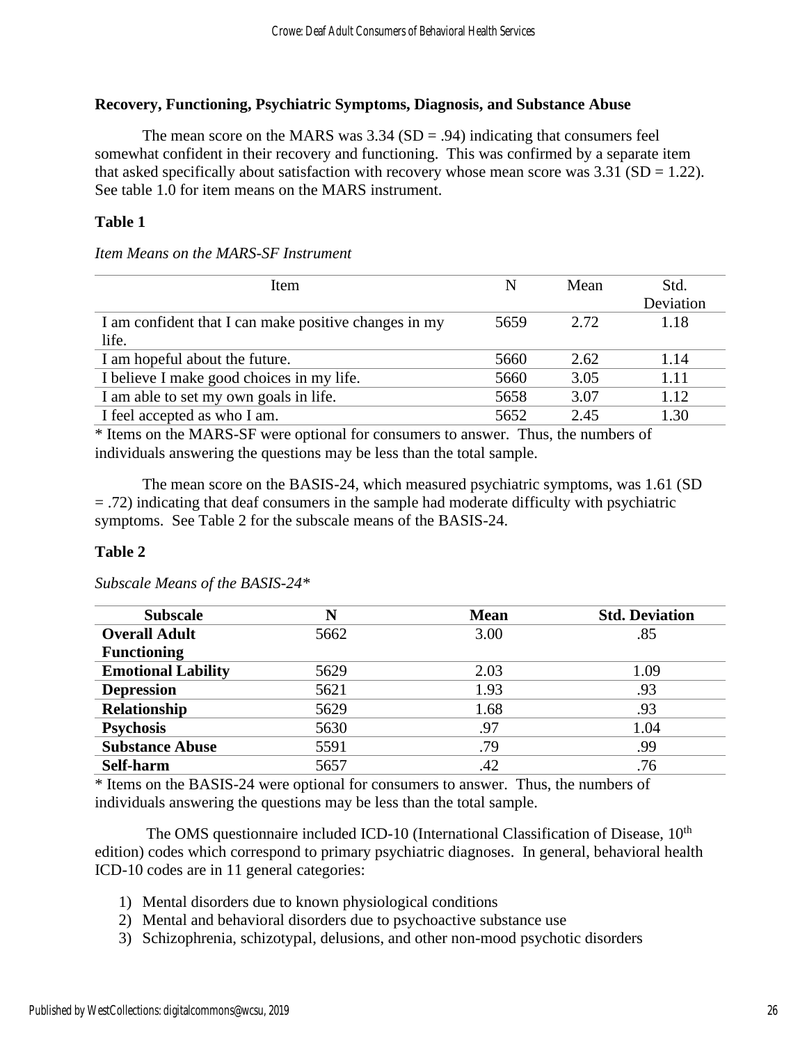### Recovery, Functioning, Psychiatric Symptoms, Diagnosis, and Substance Abuse

The mean score on the MARS was 3.34 (SD = .94) indicating that consumers feel somewhat confident in their recovery and functioning. This was confirmed by a separate item that asked specifically about satisfaction with recovery whose mean score was 3.31 (SD = 1.22). See table 1.0 for item means on the MARS instrument.

**Table 1**

*Item Means on the MARS-SF Instrument*

| Item | N | Mean | Std. Deviation |
|---|---|---|---|
| I am confident that I can make positive changes in my life. | 5659 | 2.72 | 1.18 |
| I am hopeful about the future. | 5660 | 2.62 | 1.14 |
| I believe I make good choices in my life. | 5660 | 3.05 | 1.11 |
| I am able to set my own goals in life. | 5658 | 3.07 | 1.12 |
| I feel accepted as who I am. | 5652 | 2.45 | 1.30 |

* Items on the MARS-SF were optional for consumers to answer. Thus, the numbers of individuals answering the questions may be less than the total sample.

The mean score on the BASIS-24, which measured psychiatric symptoms, was 1.61 (SD = .72) indicating that deaf consumers in the sample had moderate difficulty with psychiatric symptoms. See Table 2 for the subscale means of the BASIS-24.

**Table 2**

*Subscale Means of the BASIS-24**

| Subscale | N | Mean | Std. Deviation |
|---|---|---|---|
| **Overall Adult Functioning** | 5662 | 3.00 | .85 |
| **Emotional Lability** | 5629 | 2.03 | 1.09 |
| **Depression** | 5621 | 1.93 | .93 |
| **Relationship** | 5629 | 1.68 | .93 |
| **Psychosis** | 5630 | .97 | 1.04 |
| **Substance Abuse** | 5591 | .79 | .99 |
| **Self-harm** | 5657 | .42 | .76 |

* Items on the BASIS-24 were optional for consumers to answer. Thus, the numbers of individuals answering the questions may be less than the total sample.

The OMS questionnaire included ICD-10 (International Classification of Disease, 10th edition) codes which correspond to primary psychiatric diagnoses. In general, behavioral health ICD-10 codes are in 11 general categories:

1) Mental disorders due to known physiological conditions
2) Mental and behavioral disorders due to psychoactive substance use
3) Schizophrenia, schizotypal, delusions, and other non-mood psychotic disorders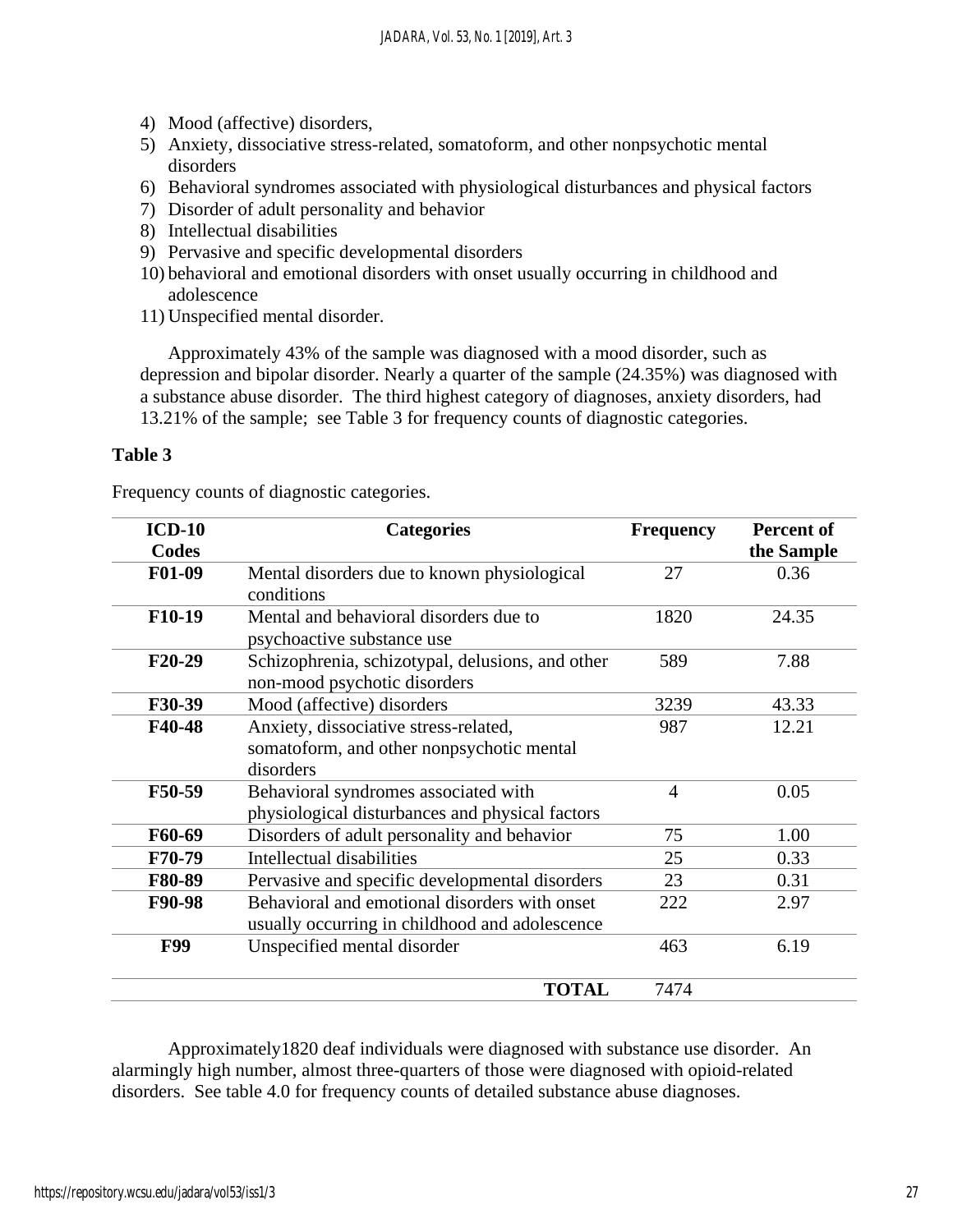4) Mood (affective) disorders,
5) Anxiety, dissociative stress-related, somatoform, and other nonpsychotic mental disorders
6) Behavioral syndromes associated with physiological disturbances and physical factors
7) Disorder of adult personality and behavior
8) Intellectual disabilities
9) Pervasive and specific developmental disorders
10) behavioral and emotional disorders with onset usually occurring in childhood and adolescence
11) Unspecified mental disorder.

Approximately 43% of the sample was diagnosed with a mood disorder, such as depression and bipolar disorder. Nearly a quarter of the sample (24.35%) was diagnosed with a substance abuse disorder. The third highest category of diagnoses, anxiety disorders, had 13.21% of the sample; see Table 3 for frequency counts of diagnostic categories.

**Table 3**

Frequency counts of diagnostic categories.

| ICD-10 Codes | Categories | Frequency | Percent of the Sample |
|---|---|---|---|
| **F01-09** | Mental disorders due to known physiological conditions | 27 | 0.36 |
| **F10-19** | Mental and behavioral disorders due to psychoactive substance use | 1820 | 24.35 |
| **F20-29** | Schizophrenia, schizotypal, delusions, and other non-mood psychotic disorders | 589 | 7.88 |
| **F30-39** | Mood (affective) disorders | 3239 | 43.33 |
| **F40-48** | Anxiety, dissociative stress-related, somatoform, and other nonpsychotic mental disorders | 987 | 12.21 |
| **F50-59** | Behavioral syndromes associated with physiological disturbances and physical factors | 4 | 0.05 |
| **F60-69** | Disorders of adult personality and behavior | 75 | 1.00 |
| **F70-79** | Intellectual disabilities | 25 | 0.33 |
| **F80-89** | Pervasive and specific developmental disorders | 23 | 0.31 |
| **F90-98** | Behavioral and emotional disorders with onset usually occurring in childhood and adolescence | 222 | 2.97 |
| **F99** | Unspecified mental disorder | 463 | 6.19 |
| | **TOTAL** | 7474 | |

Approximately1820 deaf individuals were diagnosed with substance use disorder. An alarmingly high number, almost three-quarters of those were diagnosed with opioid-related disorders. See table 4.0 for frequency counts of detailed substance abuse diagnoses.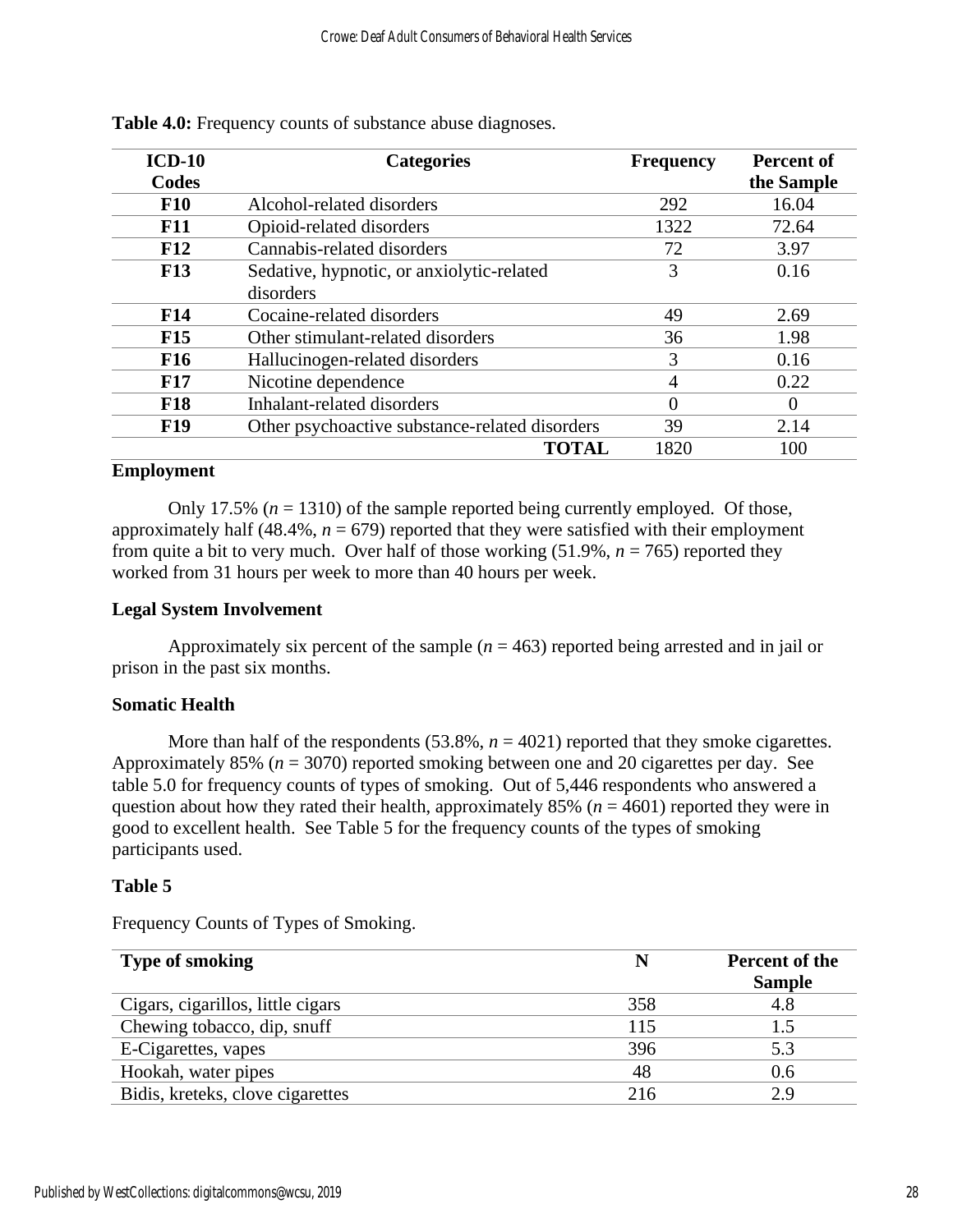**Table 4.0:** Frequency counts of substance abuse diagnoses.

| ICD-10 Codes | Categories | Frequency | Percent of the Sample |
|---|---|---|---|
| **F10** | Alcohol-related disorders | 292 | 16.04 |
| **F11** | Opioid-related disorders | 1322 | 72.64 |
| **F12** | Cannabis-related disorders | 72 | 3.97 |
| **F13** | Sedative, hypnotic, or anxiolytic-related disorders | 3 | 0.16 |
| **F14** | Cocaine-related disorders | 49 | 2.69 |
| **F15** | Other stimulant-related disorders | 36 | 1.98 |
| **F16** | Hallucinogen-related disorders | 3 | 0.16 |
| **F17** | Nicotine dependence | 4 | 0.22 |
| **F18** | Inhalant-related disorders | 0 | 0 |
| **F19** | Other psychoactive substance-related disorders | 39 | 2.14 |
| | **TOTAL** | 1820 | 100 |

**Employment**

Only 17.5% (*n* = 1310) of the sample reported being currently employed. Of those, approximately half (48.4%, *n* = 679) reported that they were satisfied with their employment from quite a bit to very much. Over half of those working (51.9%, *n* = 765) reported they worked from 31 hours per week to more than 40 hours per week.

**Legal System Involvement**

Approximately six percent of the sample (*n* = 463) reported being arrested and in jail or prison in the past six months.

**Somatic Health**

More than half of the respondents (53.8%, *n* = 4021) reported that they smoke cigarettes. Approximately 85% (*n* = 3070) reported smoking between one and 20 cigarettes per day. See table 5.0 for frequency counts of types of smoking. Out of 5,446 respondents who answered a question about how they rated their health, approximately 85% (*n* = 4601) reported they were in good to excellent health. See Table 5 for the frequency counts of the types of smoking participants used.

**Table 5**

Frequency Counts of Types of Smoking.

| Type of smoking | N | Percent of the Sample |
|---|---|---|
| Cigars, cigarillos, little cigars | 358 | 4.8 |
| Chewing tobacco, dip, snuff | 115 | 1.5 |
| E-Cigarettes, vapes | 396 | 5.3 |
| Hookah, water pipes | 48 | 0.6 |
| Bidis, kreteks, clove cigarettes | 216 | 2.9 |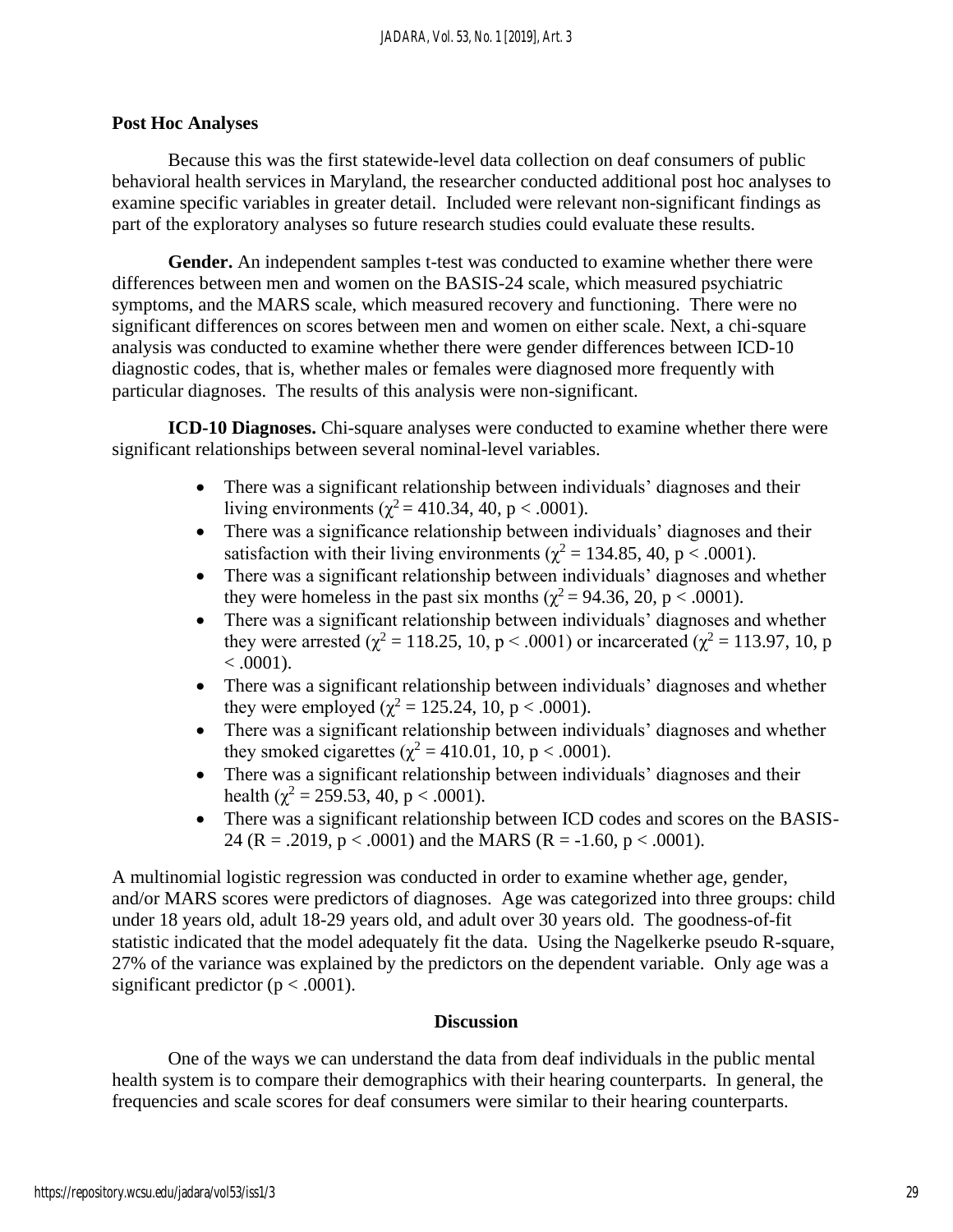### Post Hoc Analyses

Because this was the first statewide-level data collection on deaf consumers of public behavioral health services in Maryland, the researcher conducted additional post hoc analyses to examine specific variables in greater detail. Included were relevant non-significant findings as part of the exploratory analyses so future research studies could evaluate these results.

**Gender.** An independent samples t-test was conducted to examine whether there were differences between men and women on the BASIS-24 scale, which measured psychiatric symptoms, and the MARS scale, which measured recovery and functioning. There were no significant differences on scores between men and women on either scale. Next, a chi-square analysis was conducted to examine whether there were gender differences between ICD-10 diagnostic codes, that is, whether males or females were diagnosed more frequently with particular diagnoses. The results of this analysis were non-significant.

**ICD-10 Diagnoses.** Chi-square analyses were conducted to examine whether there were significant relationships between several nominal-level variables.

- There was a significant relationship between individuals' diagnoses and their living environments ($\chi^2 = 410.34$, 40, $p < .0001$).
- There was a significance relationship between individuals' diagnoses and their satisfaction with their living environments ($\chi^2 = 134.85$, 40, $p < .0001$).
- There was a significant relationship between individuals' diagnoses and whether they were homeless in the past six months ($\chi^2 = 94.36$, 20, $p < .0001$).
- There was a significant relationship between individuals' diagnoses and whether they were arrested ($\chi^2 = 118.25$, 10, $p < .0001$) or incarcerated ($\chi^2 = 113.97$, 10, $p < .0001$).
- There was a significant relationship between individuals' diagnoses and whether they were employed ($\chi^2 = 125.24$, 10, $p < .0001$).
- There was a significant relationship between individuals' diagnoses and whether they smoked cigarettes ($\chi^2 = 410.01$, 10, $p < .0001$).
- There was a significant relationship between individuals' diagnoses and their health ($\chi^2 = 259.53$, 40, $p < .0001$).
- There was a significant relationship between ICD codes and scores on the BASIS-24 ($R = .2019$, $p < .0001$) and the MARS ($R = -1.60$, $p < .0001$).

A multinomial logistic regression was conducted in order to examine whether age, gender, and/or MARS scores were predictors of diagnoses. Age was categorized into three groups: child under 18 years old, adult 18-29 years old, and adult over 30 years old. The goodness-of-fit statistic indicated that the model adequately fit the data. Using the Nagelkerke pseudo R-square, 27% of the variance was explained by the predictors on the dependent variable. Only age was a significant predictor ($p < .0001$).

## Discussion

One of the ways we can understand the data from deaf individuals in the public mental health system is to compare their demographics with their hearing counterparts. In general, the frequencies and scale scores for deaf consumers were similar to their hearing counterparts.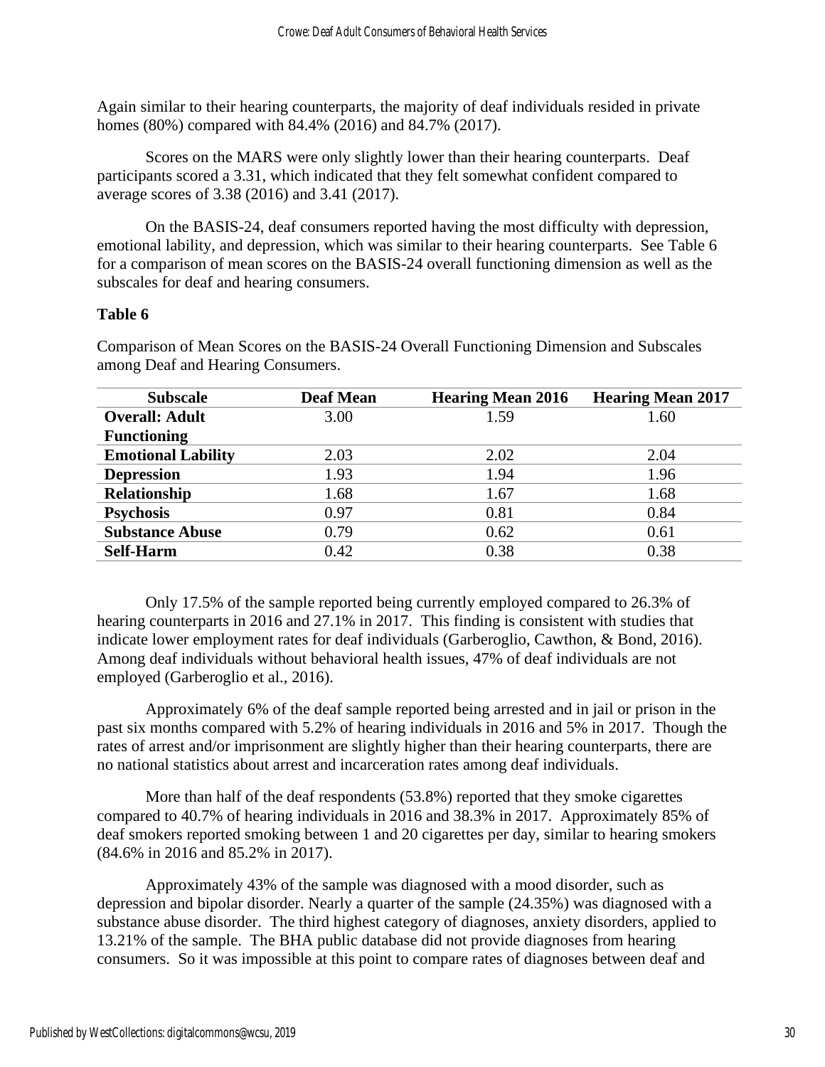Again similar to their hearing counterparts, the majority of deaf individuals resided in private homes (80%) compared with 84.4% (2016) and 84.7% (2017).

Scores on the MARS were only slightly lower than their hearing counterparts. Deaf participants scored a 3.31, which indicated that they felt somewhat confident compared to average scores of 3.38 (2016) and 3.41 (2017).

On the BASIS-24, deaf consumers reported having the most difficulty with depression, emotional lability, and depression, which was similar to their hearing counterparts. See Table 6 for a comparison of mean scores on the BASIS-24 overall functioning dimension as well as the subscales for deaf and hearing consumers.

**Table 6**

Comparison of Mean Scores on the BASIS-24 Overall Functioning Dimension and Subscales among Deaf and Hearing Consumers.

| Subscale | Deaf Mean | Hearing Mean 2016 | Hearing Mean 2017 |
|---|---|---|---|
| **Overall: Adult Functioning** | 3.00 | 1.59 | 1.60 |
| **Emotional Lability** | 2.03 | 2.02 | 2.04 |
| **Depression** | 1.93 | 1.94 | 1.96 |
| **Relationship** | 1.68 | 1.67 | 1.68 |
| **Psychosis** | 0.97 | 0.81 | 0.84 |
| **Substance Abuse** | 0.79 | 0.62 | 0.61 |
| **Self-Harm** | 0.42 | 0.38 | 0.38 |

Only 17.5% of the sample reported being currently employed compared to 26.3% of hearing counterparts in 2016 and 27.1% in 2017. This finding is consistent with studies that indicate lower employment rates for deaf individuals (Garberoglio, Cawthon, & Bond, 2016). Among deaf individuals without behavioral health issues, 47% of deaf individuals are not employed (Garberoglio et al., 2016).

Approximately 6% of the deaf sample reported being arrested and in jail or prison in the past six months compared with 5.2% of hearing individuals in 2016 and 5% in 2017. Though the rates of arrest and/or imprisonment are slightly higher than their hearing counterparts, there are no national statistics about arrest and incarceration rates among deaf individuals.

More than half of the deaf respondents (53.8%) reported that they smoke cigarettes compared to 40.7% of hearing individuals in 2016 and 38.3% in 2017. Approximately 85% of deaf smokers reported smoking between 1 and 20 cigarettes per day, similar to hearing smokers (84.6% in 2016 and 85.2% in 2017).

Approximately 43% of the sample was diagnosed with a mood disorder, such as depression and bipolar disorder. Nearly a quarter of the sample (24.35%) was diagnosed with a substance abuse disorder. The third highest category of diagnoses, anxiety disorders, applied to 13.21% of the sample. The BHA public database did not provide diagnoses from hearing consumers. So it was impossible at this point to compare rates of diagnoses between deaf and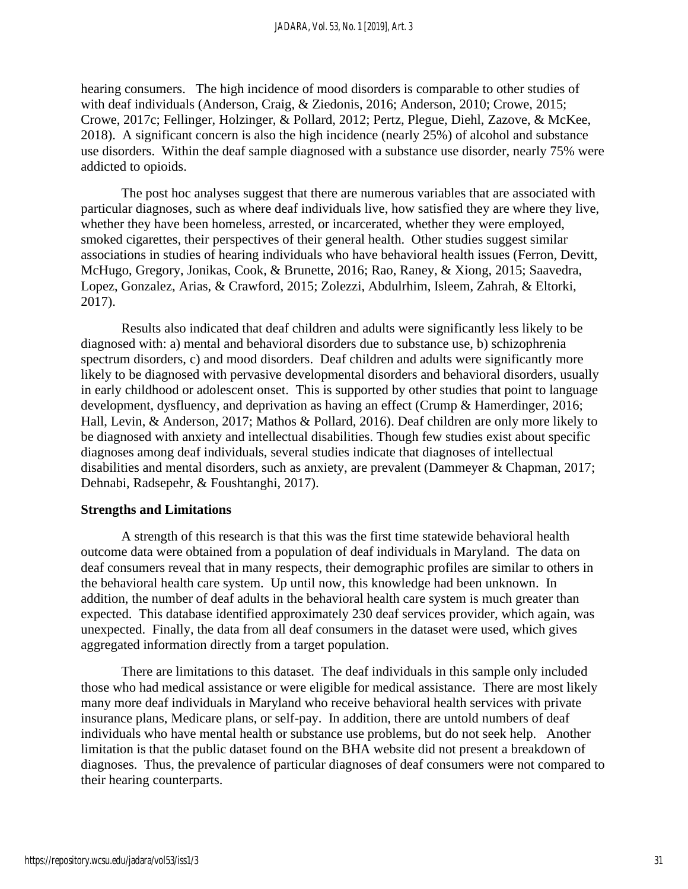hearing consumers. The high incidence of mood disorders is comparable to other studies of with deaf individuals (Anderson, Craig, & Ziedonis, 2016; Anderson, 2010; Crowe, 2015; Crowe, 2017c; Fellinger, Holzinger, & Pollard, 2012; Pertz, Plegue, Diehl, Zazove, & McKee, 2018). A significant concern is also the high incidence (nearly 25%) of alcohol and substance use disorders. Within the deaf sample diagnosed with a substance use disorder, nearly 75% were addicted to opioids.

The post hoc analyses suggest that there are numerous variables that are associated with particular diagnoses, such as where deaf individuals live, how satisfied they are where they live, whether they have been homeless, arrested, or incarcerated, whether they were employed, smoked cigarettes, their perspectives of their general health. Other studies suggest similar associations in studies of hearing individuals who have behavioral health issues (Ferron, Devitt, McHugo, Gregory, Jonikas, Cook, & Brunette, 2016; Rao, Raney, & Xiong, 2015; Saavedra, Lopez, Gonzalez, Arias, & Crawford, 2015; Zolezzi, Abdulrhim, Isleem, Zahrah, & Eltorki, 2017).

Results also indicated that deaf children and adults were significantly less likely to be diagnosed with: a) mental and behavioral disorders due to substance use, b) schizophrenia spectrum disorders, c) and mood disorders. Deaf children and adults were significantly more likely to be diagnosed with pervasive developmental disorders and behavioral disorders, usually in early childhood or adolescent onset. This is supported by other studies that point to language development, dysfluency, and deprivation as having an effect (Crump & Hamerdinger, 2016; Hall, Levin, & Anderson, 2017; Mathos & Pollard, 2016). Deaf children are only more likely to be diagnosed with anxiety and intellectual disabilities. Though few studies exist about specific diagnoses among deaf individuals, several studies indicate that diagnoses of intellectual disabilities and mental disorders, such as anxiety, are prevalent (Dammeyer & Chapman, 2017; Dehnabi, Radsepehr, & Foushtanghi, 2017).

**Strengths and Limitations**

A strength of this research is that this was the first time statewide behavioral health outcome data were obtained from a population of deaf individuals in Maryland. The data on deaf consumers reveal that in many respects, their demographic profiles are similar to others in the behavioral health care system. Up until now, this knowledge had been unknown. In addition, the number of deaf adults in the behavioral health care system is much greater than expected. This database identified approximately 230 deaf services provider, which again, was unexpected. Finally, the data from all deaf consumers in the dataset were used, which gives aggregated information directly from a target population.

There are limitations to this dataset. The deaf individuals in this sample only included those who had medical assistance or were eligible for medical assistance. There are most likely many more deaf individuals in Maryland who receive behavioral health services with private insurance plans, Medicare plans, or self-pay. In addition, there are untold numbers of deaf individuals who have mental health or substance use problems, but do not seek help. Another limitation is that the public dataset found on the BHA website did not present a breakdown of diagnoses. Thus, the prevalence of particular diagnoses of deaf consumers were not compared to their hearing counterparts.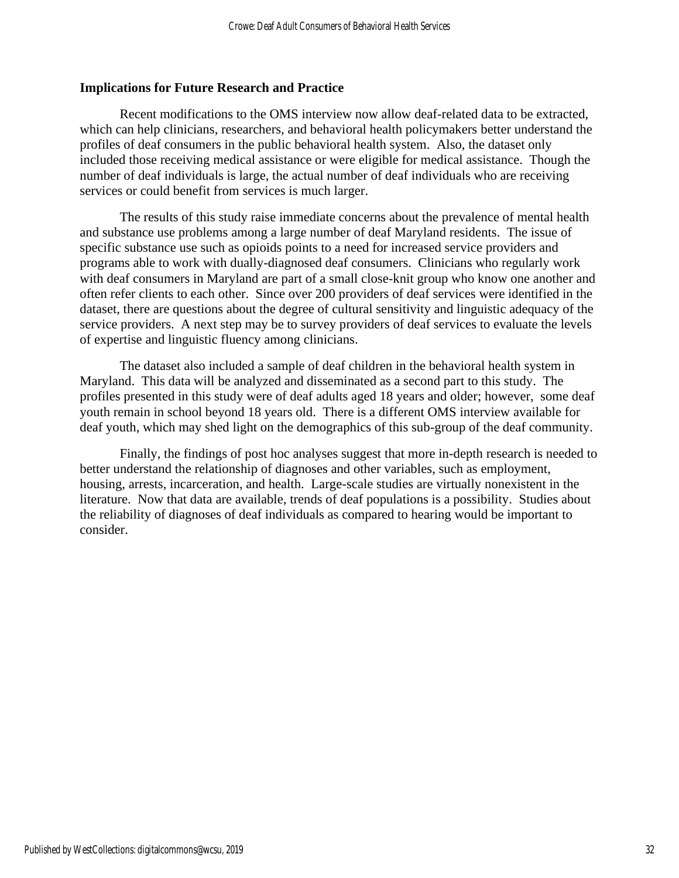### Implications for Future Research and Practice

Recent modifications to the OMS interview now allow deaf-related data to be extracted, which can help clinicians, researchers, and behavioral health policymakers better understand the profiles of deaf consumers in the public behavioral health system. Also, the dataset only included those receiving medical assistance or were eligible for medical assistance. Though the number of deaf individuals is large, the actual number of deaf individuals who are receiving services or could benefit from services is much larger.

The results of this study raise immediate concerns about the prevalence of mental health and substance use problems among a large number of deaf Maryland residents. The issue of specific substance use such as opioids points to a need for increased service providers and programs able to work with dually-diagnosed deaf consumers. Clinicians who regularly work with deaf consumers in Maryland are part of a small close-knit group who know one another and often refer clients to each other. Since over 200 providers of deaf services were identified in the dataset, there are questions about the degree of cultural sensitivity and linguistic adequacy of the service providers. A next step may be to survey providers of deaf services to evaluate the levels of expertise and linguistic fluency among clinicians.

The dataset also included a sample of deaf children in the behavioral health system in Maryland. This data will be analyzed and disseminated as a second part to this study. The profiles presented in this study were of deaf adults aged 18 years and older; however, some deaf youth remain in school beyond 18 years old. There is a different OMS interview available for deaf youth, which may shed light on the demographics of this sub-group of the deaf community.

Finally, the findings of post hoc analyses suggest that more in-depth research is needed to better understand the relationship of diagnoses and other variables, such as employment, housing, arrests, incarceration, and health. Large-scale studies are virtually nonexistent in the literature. Now that data are available, trends of deaf populations is a possibility. Studies about the reliability of diagnoses of deaf individuals as compared to hearing would be important to consider.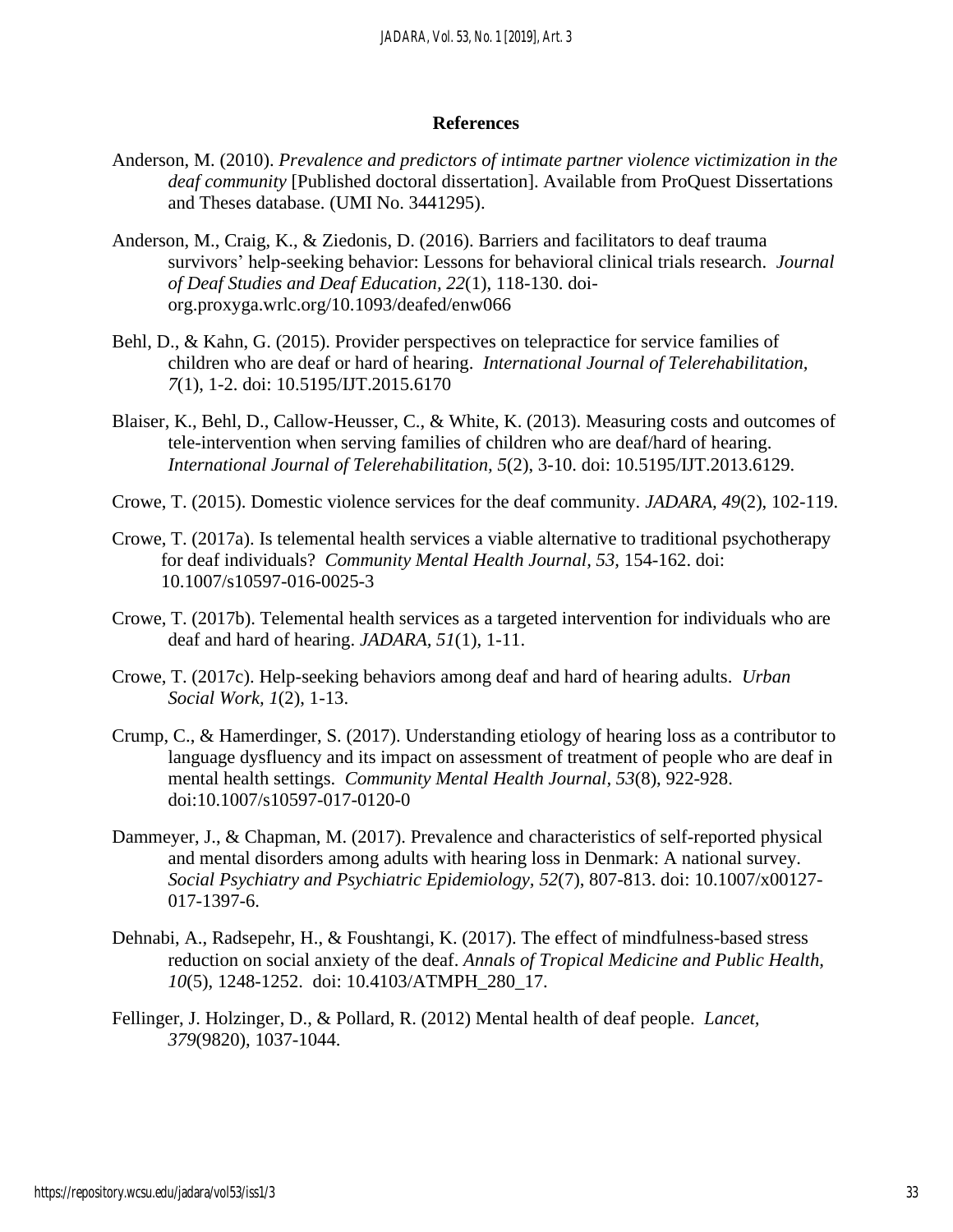## References

Anderson, M. (2010). *Prevalence and predictors of intimate partner violence victimization in the deaf community* [Published doctoral dissertation]. Available from ProQuest Dissertations and Theses database. (UMI No. 3441295).

Anderson, M., Craig, K., & Ziedonis, D. (2016). Barriers and facilitators to deaf trauma survivors' help-seeking behavior: Lessons for behavioral clinical trials research. *Journal of Deaf Studies and Deaf Education, 22*(1), 118-130. doi-org.proxyga.wrlc.org/10.1093/deafed/enw066

Behl, D., & Kahn, G. (2015). Provider perspectives on telepractice for service families of children who are deaf or hard of hearing. *International Journal of Telerehabilitation, 7*(1), 1-2. doi: 10.5195/IJT.2015.6170

Blaiser, K., Behl, D., Callow-Heusser, C., & White, K. (2013). Measuring costs and outcomes of tele-intervention when serving families of children who are deaf/hard of hearing. *International Journal of Telerehabilitation, 5*(2), 3-10. doi: 10.5195/IJT.2013.6129.

Crowe, T. (2015). Domestic violence services for the deaf community. *JADARA, 49*(2), 102-119.

Crowe, T. (2017a). Is telemental health services a viable alternative to traditional psychotherapy for deaf individuals? *Community Mental Health Journal, 53,* 154-162. doi: 10.1007/s10597-016-0025-3

Crowe, T. (2017b). Telemental health services as a targeted intervention for individuals who are deaf and hard of hearing. *JADARA, 51*(1), 1-11.

Crowe, T. (2017c). Help-seeking behaviors among deaf and hard of hearing adults. *Urban Social Work, 1*(2), 1-13.

Crump, C., & Hamerdinger, S. (2017). Understanding etiology of hearing loss as a contributor to language dysfluency and its impact on assessment of treatment of people who are deaf in mental health settings. *Community Mental Health Journal, 53*(8), 922-928. doi:10.1007/s10597-017-0120-0

Dammeyer, J., & Chapman, M. (2017). Prevalence and characteristics of self-reported physical and mental disorders among adults with hearing loss in Denmark: A national survey. *Social Psychiatry and Psychiatric Epidemiology, 52*(7), 807-813. doi: 10.1007/x00127-017-1397-6.

Dehnabi, A., Radsepehr, H., & Foushtangi, K. (2017). The effect of mindfulness-based stress reduction on social anxiety of the deaf. *Annals of Tropical Medicine and Public Health, 10*(5), 1248-1252. doi: 10.4103/ATMPH_280_17.

Fellinger, J. Holzinger, D., & Pollard, R. (2012) Mental health of deaf people. *Lancet, 379*(9820), 1037-1044.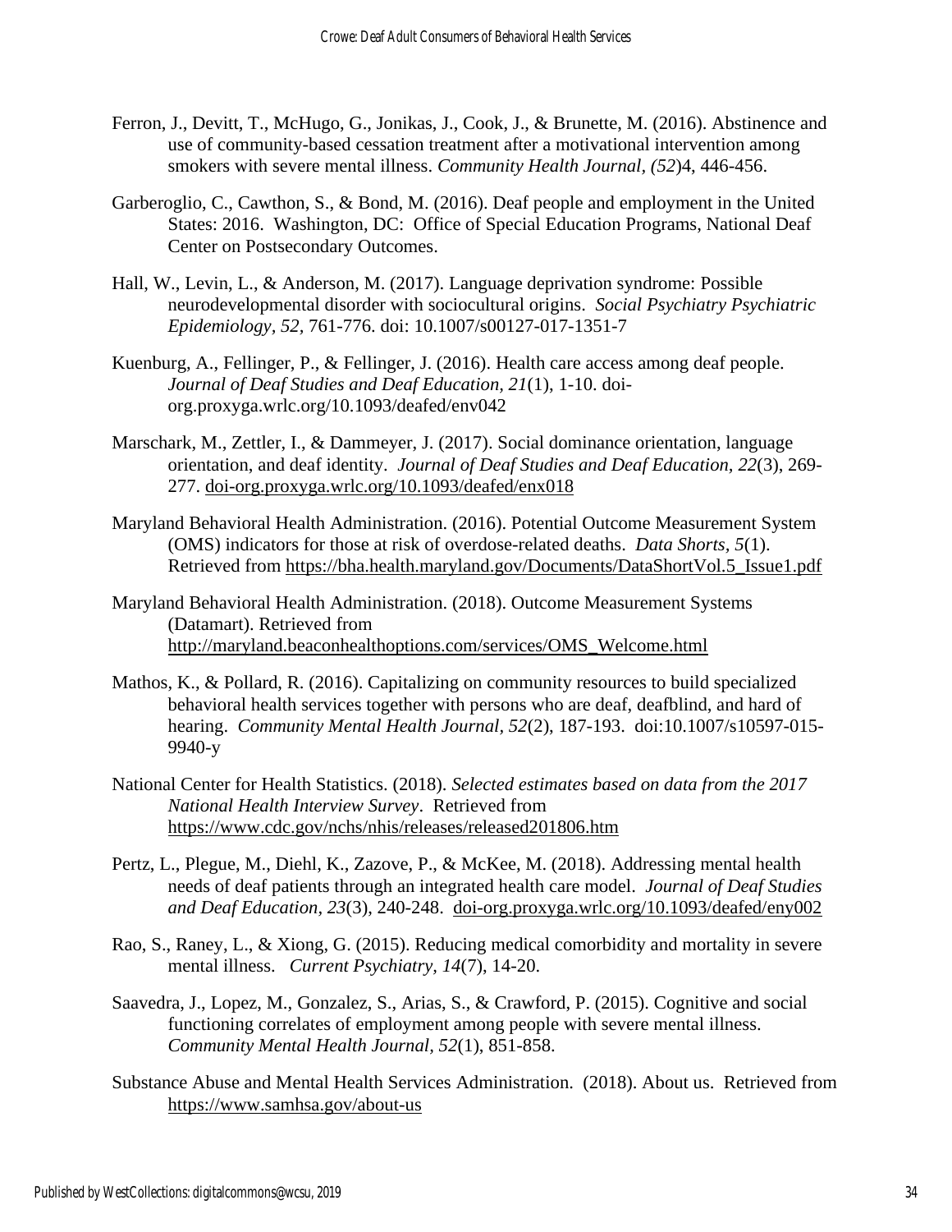Ferron, J., Devitt, T., McHugo, G., Jonikas, J., Cook, J., & Brunette, M. (2016). Abstinence and use of community-based cessation treatment after a motivational intervention among smokers with severe mental illness. *Community Health Journal, (52*)4, 446-456.

Garberoglio, C., Cawthon, S., & Bond, M. (2016). Deaf people and employment in the United States: 2016. Washington, DC: Office of Special Education Programs, National Deaf Center on Postsecondary Outcomes.

Hall, W., Levin, L., & Anderson, M. (2017). Language deprivation syndrome: Possible neurodevelopmental disorder with sociocultural origins. *Social Psychiatry Psychiatric Epidemiology, 52*, 761-776. doi: 10.1007/s00127-017-1351-7

Kuenburg, A., Fellinger, P., & Fellinger, J. (2016). Health care access among deaf people. *Journal of Deaf Studies and Deaf Education, 21*(1), 1-10. doi-org.proxyga.wrlc.org/10.1093/deafed/env042

Marschark, M., Zettler, I., & Dammeyer, J. (2017). Social dominance orientation, language orientation, and deaf identity. *Journal of Deaf Studies and Deaf Education, 22*(3), 269-277. doi-org.proxyga.wrlc.org/10.1093/deafed/enx018

Maryland Behavioral Health Administration. (2016). Potential Outcome Measurement System (OMS) indicators for those at risk of overdose-related deaths. *Data Shorts, 5*(1). Retrieved from https://bha.health.maryland.gov/Documents/DataShortVol.5_Issue1.pdf

Maryland Behavioral Health Administration. (2018). Outcome Measurement Systems (Datamart). Retrieved from http://maryland.beaconhealthoptions.com/services/OMS_Welcome.html

Mathos, K., & Pollard, R. (2016). Capitalizing on community resources to build specialized behavioral health services together with persons who are deaf, deafblind, and hard of hearing. *Community Mental Health Journal, 52*(2), 187-193. doi:10.1007/s10597-015-9940-y

National Center for Health Statistics. (2018). *Selected estimates based on data from the 2017 National Health Interview Survey*. Retrieved from https://www.cdc.gov/nchs/nhis/releases/released201806.htm

Pertz, L., Plegue, M., Diehl, K., Zazove, P., & McKee, M. (2018). Addressing mental health needs of deaf patients through an integrated health care model. *Journal of Deaf Studies and Deaf Education, 23*(3), 240-248. doi-org.proxyga.wrlc.org/10.1093/deafed/eny002

Rao, S., Raney, L., & Xiong, G. (2015). Reducing medical comorbidity and mortality in severe mental illness. *Current Psychiatry, 14*(7), 14-20.

Saavedra, J., Lopez, M., Gonzalez, S., Arias, S., & Crawford, P. (2015). Cognitive and social functioning correlates of employment among people with severe mental illness. *Community Mental Health Journal, 52*(1), 851-858.

Substance Abuse and Mental Health Services Administration. (2018). About us. Retrieved from https://www.samhsa.gov/about-us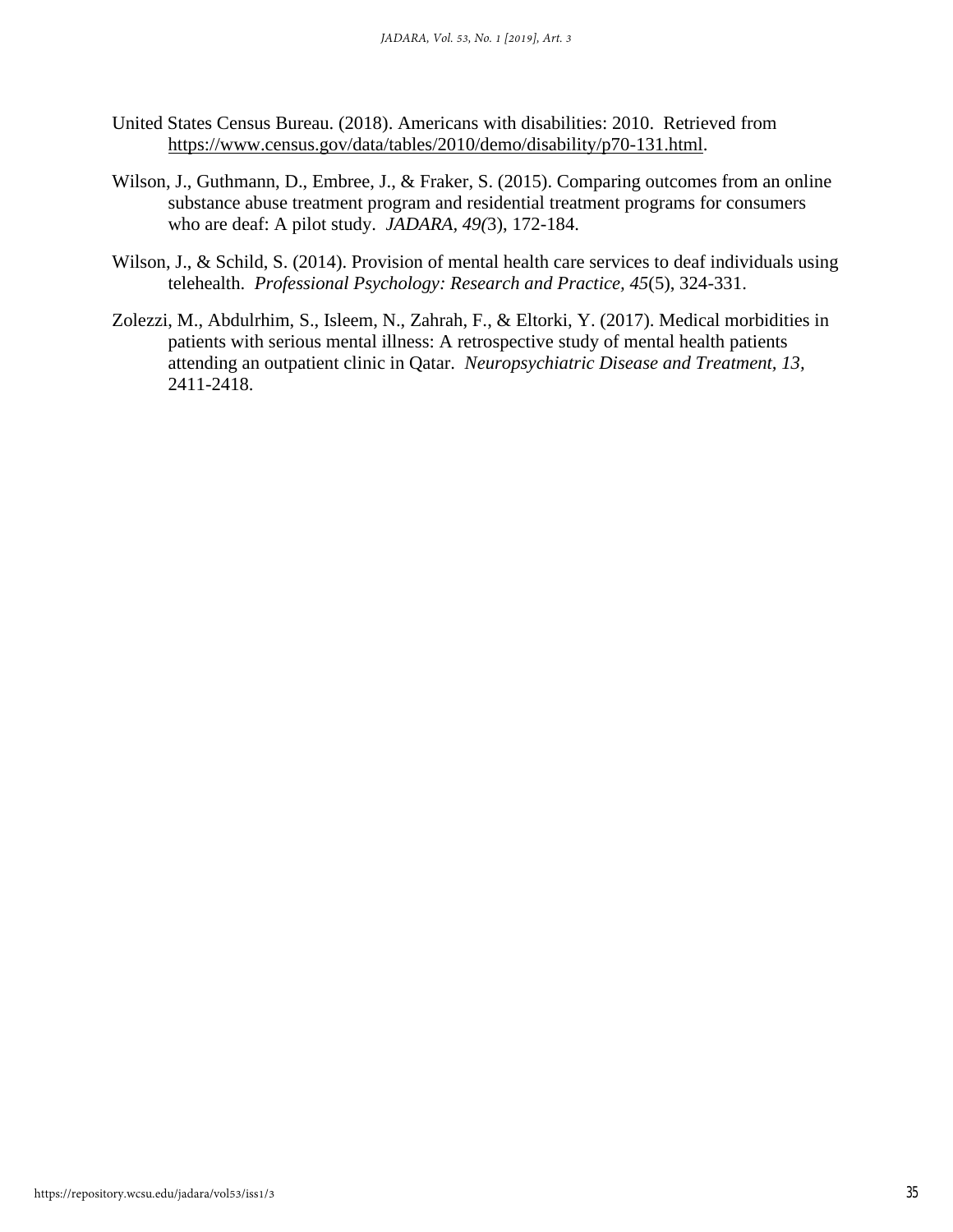United States Census Bureau. (2018). Americans with disabilities: 2010. Retrieved from https://www.census.gov/data/tables/2010/demo/disability/p70-131.html.

Wilson, J., Guthmann, D., Embree, J., & Fraker, S. (2015). Comparing outcomes from an online substance abuse treatment program and residential treatment programs for consumers who are deaf: A pilot study. *JADARA, 49(*3), 172-184.

Wilson, J., & Schild, S. (2014). Provision of mental health care services to deaf individuals using telehealth. *Professional Psychology: Research and Practice, 45*(5), 324-331.

Zolezzi, M., Abdulrhim, S., Isleem, N., Zahrah, F., & Eltorki, Y. (2017). Medical morbidities in patients with serious mental illness: A retrospective study of mental health patients attending an outpatient clinic in Qatar. *Neuropsychiatric Disease and Treatment, 13,* 2411-2418.